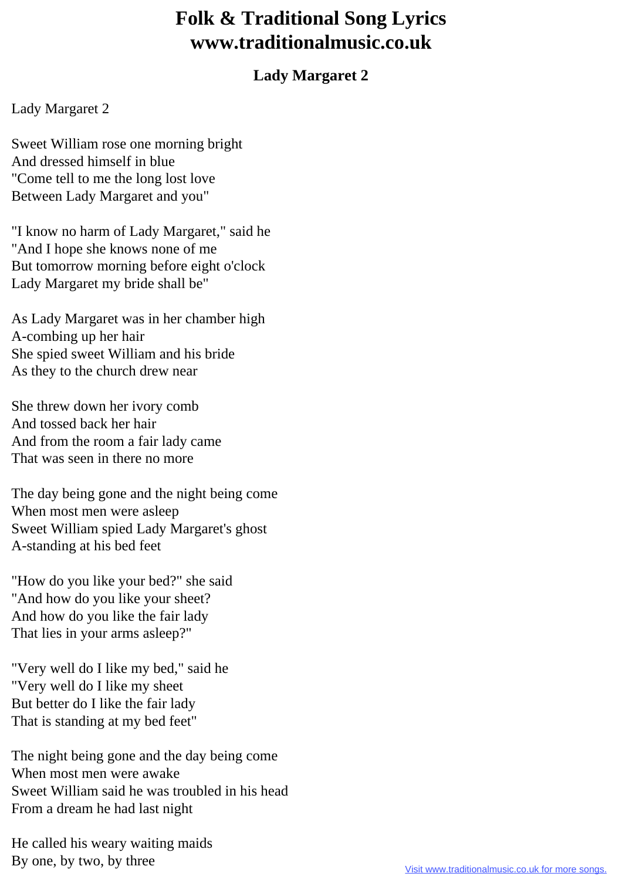# Folk & Traditional Song Lyrics
# www.traditionalmusic.co.uk

### Lady Margaret 2

Lady Margaret 2

Sweet William rose one morning bright
And dressed himself in blue
"Come tell to me the long lost love
Between Lady Margaret and you"

"I know no harm of Lady Margaret," said he
"And I hope she knows none of me
But tomorrow morning before eight o'clock
Lady Margaret my bride shall be"

As Lady Margaret was in her chamber high
A-combing up her hair
She spied sweet William and his bride
As they to the church drew near

She threw down her ivory comb
And tossed back her hair
And from the room a fair lady came
That was seen in there no more

The day being gone and the night being come
When most men were asleep
Sweet William spied Lady Margaret's ghost
A-standing at his bed feet

"How do you like your bed?" she said
"And how do you like your sheet?
And how do you like the fair lady
That lies in your arms asleep?"

"Very well do I like my bed," said he
"Very well do I like my sheet
But better do I like the fair lady
That is standing at my bed feet"

The night being gone and the day being come
When most men were awake
Sweet William said he was troubled in his head
From a dream he had last night

He called his weary waiting maids
By one, by two, by three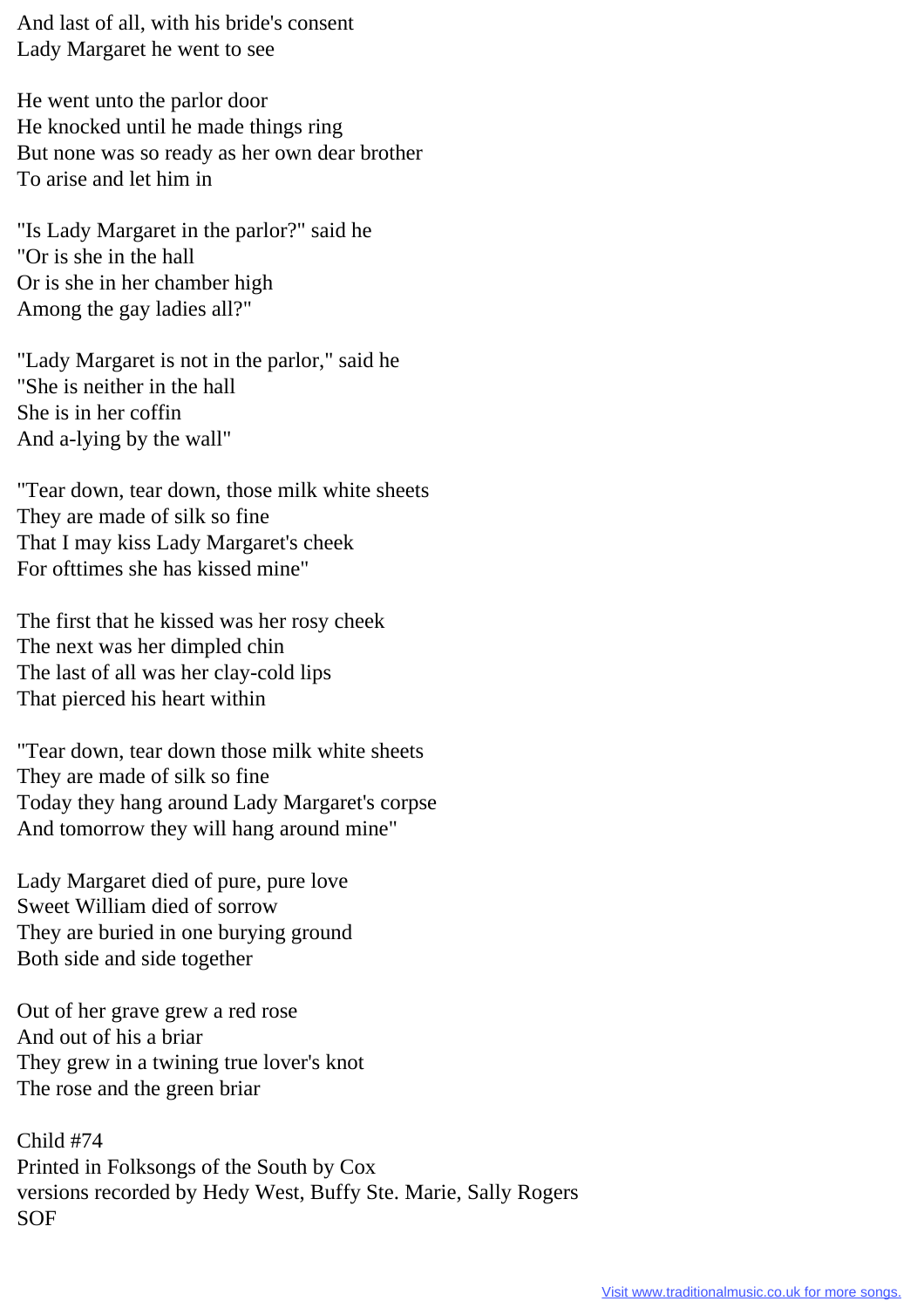And last of all, with his bride's consent
Lady Margaret he went to see

He went unto the parlor door
He knocked until he made things ring
But none was so ready as her own dear brother
To arise and let him in

"Is Lady Margaret in the parlor?" said he
"Or is she in the hall
Or is she in her chamber high
Among the gay ladies all?"

"Lady Margaret is not in the parlor," said he
"She is neither in the hall
She is in her coffin
And a-lying by the wall"

"Tear down, tear down, those milk white sheets
They are made of silk so fine
That I may kiss Lady Margaret's cheek
For ofttimes she has kissed mine"

The first that he kissed was her rosy cheek
The next was her dimpled chin
The last of all was her clay-cold lips
That pierced his heart within

"Tear down, tear down those milk white sheets
They are made of silk so fine
Today they hang around Lady Margaret's corpse
And tomorrow they will hang around mine"

Lady Margaret died of pure, pure love
Sweet William died of sorrow
They are buried in one burying ground
Both side and side together

Out of her grave grew a red rose
And out of his a briar
They grew in a twining true lover's knot
The rose and the green briar

Child #74
Printed in Folksongs of the South by Cox
versions recorded by Hedy West, Buffy Ste. Marie, Sally Rogers
SOF

Visit www.traditionalmusic.co.uk for more songs.